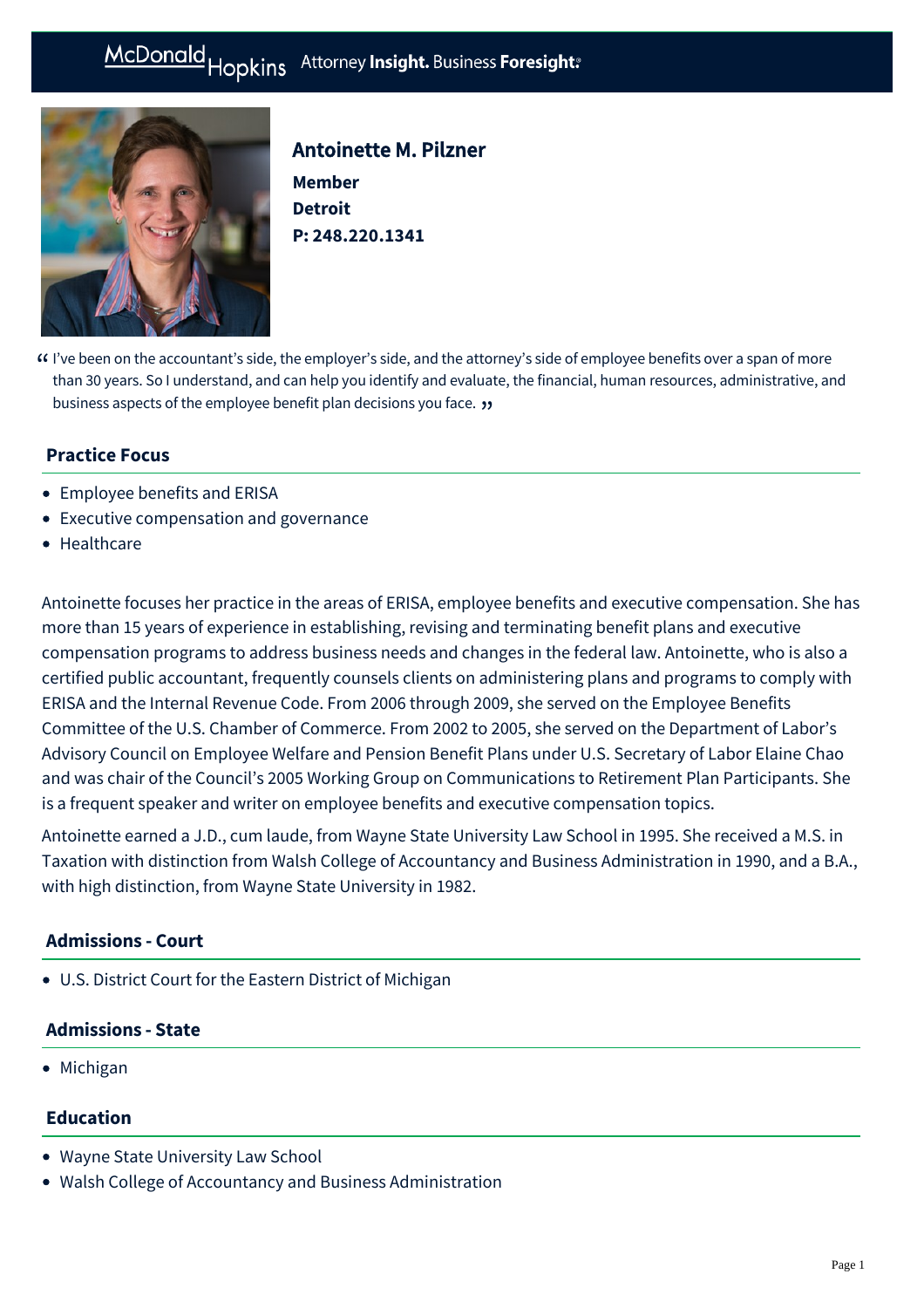# Antoinette M. Pilzner

**Member**
**Detroit**
**P: 248.220.1341**

> "I've been on the accountant's side, the employer's side, and the attorney's side of employee benefits over a span of more than 30 years. So I understand, and can help you identify and evaluate, the financial, human resources, administrative, and business aspects of the employee benefit plan decisions you face."

## Practice Focus

- Employee benefits and ERISA
- Executive compensation and governance
- Healthcare

Antoinette focuses her practice in the areas of ERISA, employee benefits and executive compensation. She has more than 15 years of experience in establishing, revising and terminating benefit plans and executive compensation programs to address business needs and changes in the federal law. Antoinette, who is also a certified public accountant, frequently counsels clients on administering plans and programs to comply with ERISA and the Internal Revenue Code. From 2006 through 2009, she served on the Employee Benefits Committee of the U.S. Chamber of Commerce. From 2002 to 2005, she served on the Department of Labor's Advisory Council on Employee Welfare and Pension Benefit Plans under U.S. Secretary of Labor Elaine Chao and was chair of the Council's 2005 Working Group on Communications to Retirement Plan Participants. She is a frequent speaker and writer on employee benefits and executive compensation topics.

Antoinette earned a J.D., cum laude, from Wayne State University Law School in 1995. She received a M.S. in Taxation with distinction from Walsh College of Accountancy and Business Administration in 1990, and a B.A., with high distinction, from Wayne State University in 1982.

## Admissions - Court

- U.S. District Court for the Eastern District of Michigan

## Admissions - State

- Michigan

## Education

- Wayne State University Law School
- Walsh College of Accountancy and Business Administration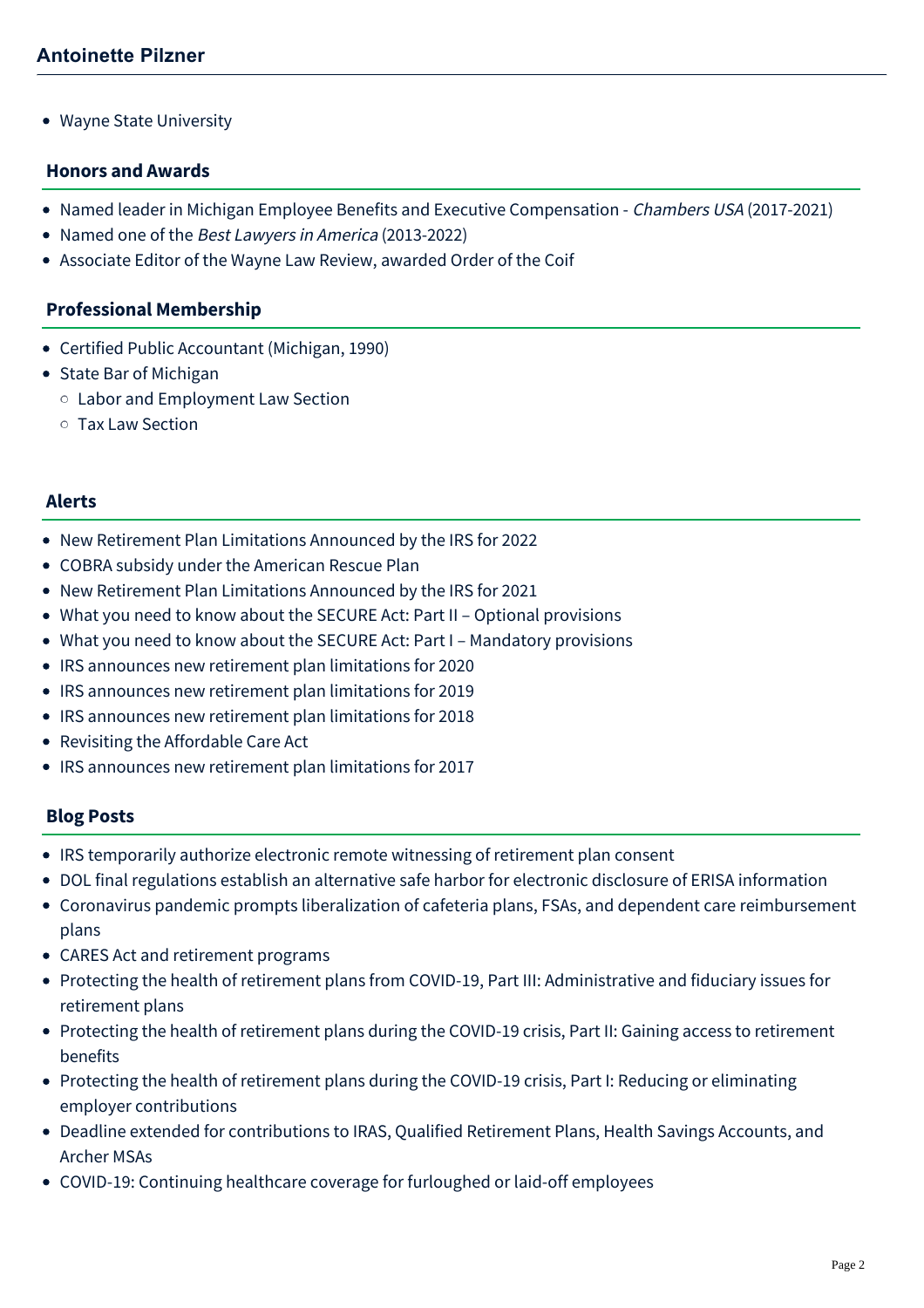- Wayne State University

## Honors and Awards

- Named leader in Michigan Employee Benefits and Executive Compensation - *Chambers USA* (2017-2021)
- Named one of the *Best Lawyers in America* (2013-2022)
- Associate Editor of the Wayne Law Review, awarded Order of the Coif

## Professional Membership

- Certified Public Accountant (Michigan, 1990)
- State Bar of Michigan
  - Labor and Employment Law Section
  - Tax Law Section

## Alerts

- New Retirement Plan Limitations Announced by the IRS for 2022
- COBRA subsidy under the American Rescue Plan
- New Retirement Plan Limitations Announced by the IRS for 2021
- What you need to know about the SECURE Act: Part II – Optional provisions
- What you need to know about the SECURE Act: Part I – Mandatory provisions
- IRS announces new retirement plan limitations for 2020
- IRS announces new retirement plan limitations for 2019
- IRS announces new retirement plan limitations for 2018
- Revisiting the Affordable Care Act
- IRS announces new retirement plan limitations for 2017

## Blog Posts

- IRS temporarily authorize electronic remote witnessing of retirement plan consent
- DOL final regulations establish an alternative safe harbor for electronic disclosure of ERISA information
- Coronavirus pandemic prompts liberalization of cafeteria plans, FSAs, and dependent care reimbursement plans
- CARES Act and retirement programs
- Protecting the health of retirement plans from COVID-19, Part III: Administrative and fiduciary issues for retirement plans
- Protecting the health of retirement plans during the COVID-19 crisis, Part II: Gaining access to retirement benefits
- Protecting the health of retirement plans during the COVID-19 crisis, Part I: Reducing or eliminating employer contributions
- Deadline extended for contributions to IRAS, Qualified Retirement Plans, Health Savings Accounts, and Archer MSAs
- COVID-19: Continuing healthcare coverage for furloughed or laid-off employees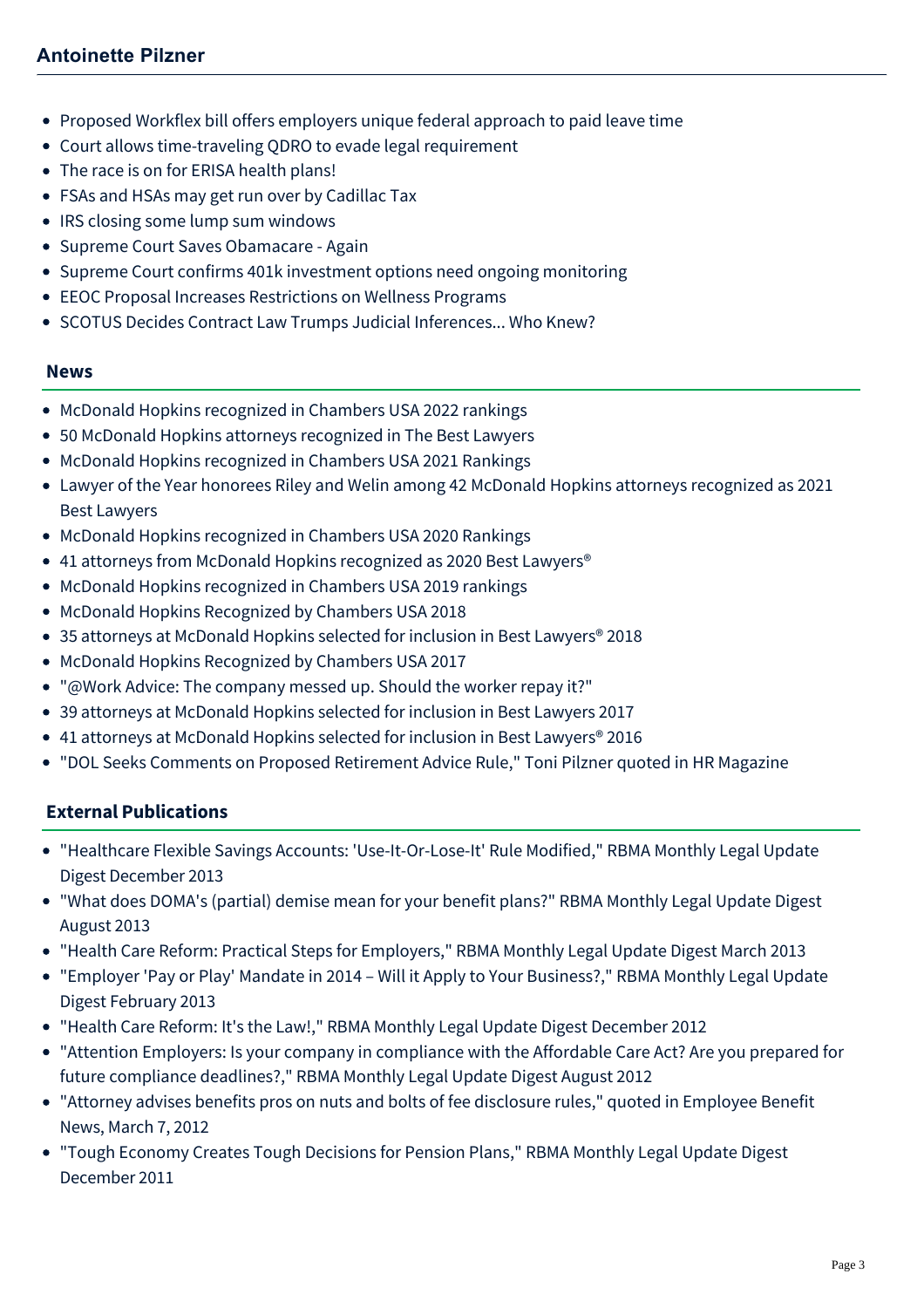- Proposed Workflex bill offers employers unique federal approach to paid leave time
- Court allows time-traveling QDRO to evade legal requirement
- The race is on for ERISA health plans!
- FSAs and HSAs may get run over by Cadillac Tax
- IRS closing some lump sum windows
- Supreme Court Saves Obamacare - Again
- Supreme Court confirms 401k investment options need ongoing monitoring
- EEOC Proposal Increases Restrictions on Wellness Programs
- SCOTUS Decides Contract Law Trumps Judicial Inferences... Who Knew?

## News

- McDonald Hopkins recognized in Chambers USA 2022 rankings
- 50 McDonald Hopkins attorneys recognized in The Best Lawyers
- McDonald Hopkins recognized in Chambers USA 2021 Rankings
- Lawyer of the Year honorees Riley and Welin among 42 McDonald Hopkins attorneys recognized as 2021 Best Lawyers
- McDonald Hopkins recognized in Chambers USA 2020 Rankings
- 41 attorneys from McDonald Hopkins recognized as 2020 Best Lawyers®
- McDonald Hopkins recognized in Chambers USA 2019 rankings
- McDonald Hopkins Recognized by Chambers USA 2018
- 35 attorneys at McDonald Hopkins selected for inclusion in Best Lawyers® 2018
- McDonald Hopkins Recognized by Chambers USA 2017
- "@Work Advice: The company messed up. Should the worker repay it?"
- 39 attorneys at McDonald Hopkins selected for inclusion in Best Lawyers 2017
- 41 attorneys at McDonald Hopkins selected for inclusion in Best Lawyers® 2016
- "DOL Seeks Comments on Proposed Retirement Advice Rule," Toni Pilzner quoted in HR Magazine

## External Publications

- "Healthcare Flexible Savings Accounts: 'Use-It-Or-Lose-It' Rule Modified," RBMA Monthly Legal Update Digest December 2013
- "What does DOMA's (partial) demise mean for your benefit plans?" RBMA Monthly Legal Update Digest August 2013
- "Health Care Reform: Practical Steps for Employers," RBMA Monthly Legal Update Digest March 2013
- "Employer 'Pay or Play' Mandate in 2014 – Will it Apply to Your Business?," RBMA Monthly Legal Update Digest February 2013
- "Health Care Reform: It's the Law!," RBMA Monthly Legal Update Digest December 2012
- "Attention Employers: Is your company in compliance with the Affordable Care Act? Are you prepared for future compliance deadlines?," RBMA Monthly Legal Update Digest August 2012
- "Attorney advises benefits pros on nuts and bolts of fee disclosure rules," quoted in Employee Benefit News, March 7, 2012
- "Tough Economy Creates Tough Decisions for Pension Plans," RBMA Monthly Legal Update Digest December 2011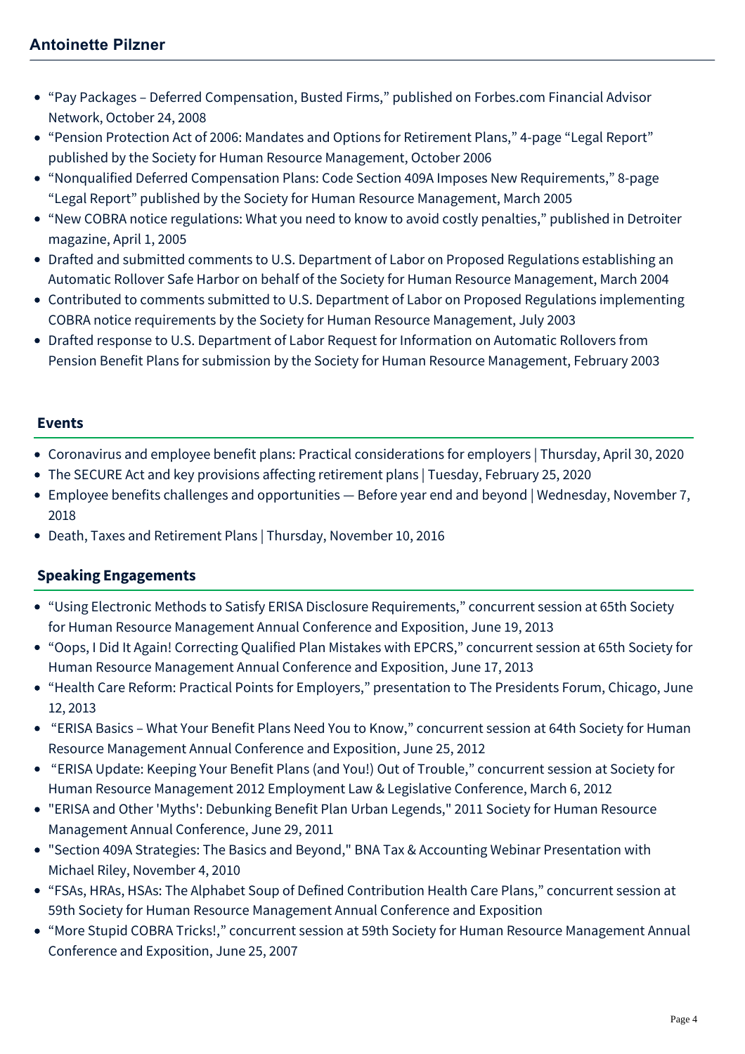- “Pay Packages – Deferred Compensation, Busted Firms,” published on Forbes.com Financial Advisor Network, October 24, 2008
- “Pension Protection Act of 2006: Mandates and Options for Retirement Plans,” 4-page “Legal Report” published by the Society for Human Resource Management, October 2006
- “Nonqualified Deferred Compensation Plans: Code Section 409A Imposes New Requirements,” 8-page “Legal Report” published by the Society for Human Resource Management, March 2005
- “New COBRA notice regulations: What you need to know to avoid costly penalties,” published in Detroiter magazine, April 1, 2005
- Drafted and submitted comments to U.S. Department of Labor on Proposed Regulations establishing an Automatic Rollover Safe Harbor on behalf of the Society for Human Resource Management, March 2004
- Contributed to comments submitted to U.S. Department of Labor on Proposed Regulations implementing COBRA notice requirements by the Society for Human Resource Management, July 2003
- Drafted response to U.S. Department of Labor Request for Information on Automatic Rollovers from Pension Benefit Plans for submission by the Society for Human Resource Management, February 2003

## Events

- Coronavirus and employee benefit plans: Practical considerations for employers | Thursday, April 30, 2020
- The SECURE Act and key provisions affecting retirement plans | Tuesday, February 25, 2020
- Employee benefits challenges and opportunities — Before year end and beyond | Wednesday, November 7, 2018
- Death, Taxes and Retirement Plans | Thursday, November 10, 2016

## Speaking Engagements

- “Using Electronic Methods to Satisfy ERISA Disclosure Requirements,” concurrent session at 65th Society for Human Resource Management Annual Conference and Exposition, June 19, 2013
- “Oops, I Did It Again! Correcting Qualified Plan Mistakes with EPCRS,” concurrent session at 65th Society for Human Resource Management Annual Conference and Exposition, June 17, 2013
- “Health Care Reform: Practical Points for Employers,” presentation to The Presidents Forum, Chicago, June 12, 2013
- “ERISA Basics – What Your Benefit Plans Need You to Know,” concurrent session at 64th Society for Human Resource Management Annual Conference and Exposition, June 25, 2012
- “ERISA Update: Keeping Your Benefit Plans (and You!) Out of Trouble,” concurrent session at Society for Human Resource Management 2012 Employment Law & Legislative Conference, March 6, 2012
- "ERISA and Other 'Myths': Debunking Benefit Plan Urban Legends," 2011 Society for Human Resource Management Annual Conference, June 29, 2011
- "Section 409A Strategies: The Basics and Beyond," BNA Tax & Accounting Webinar Presentation with Michael Riley, November 4, 2010
- “FSAs, HRAs, HSAs: The Alphabet Soup of Defined Contribution Health Care Plans,” concurrent session at 59th Society for Human Resource Management Annual Conference and Exposition
- “More Stupid COBRA Tricks!,” concurrent session at 59th Society for Human Resource Management Annual Conference and Exposition, June 25, 2007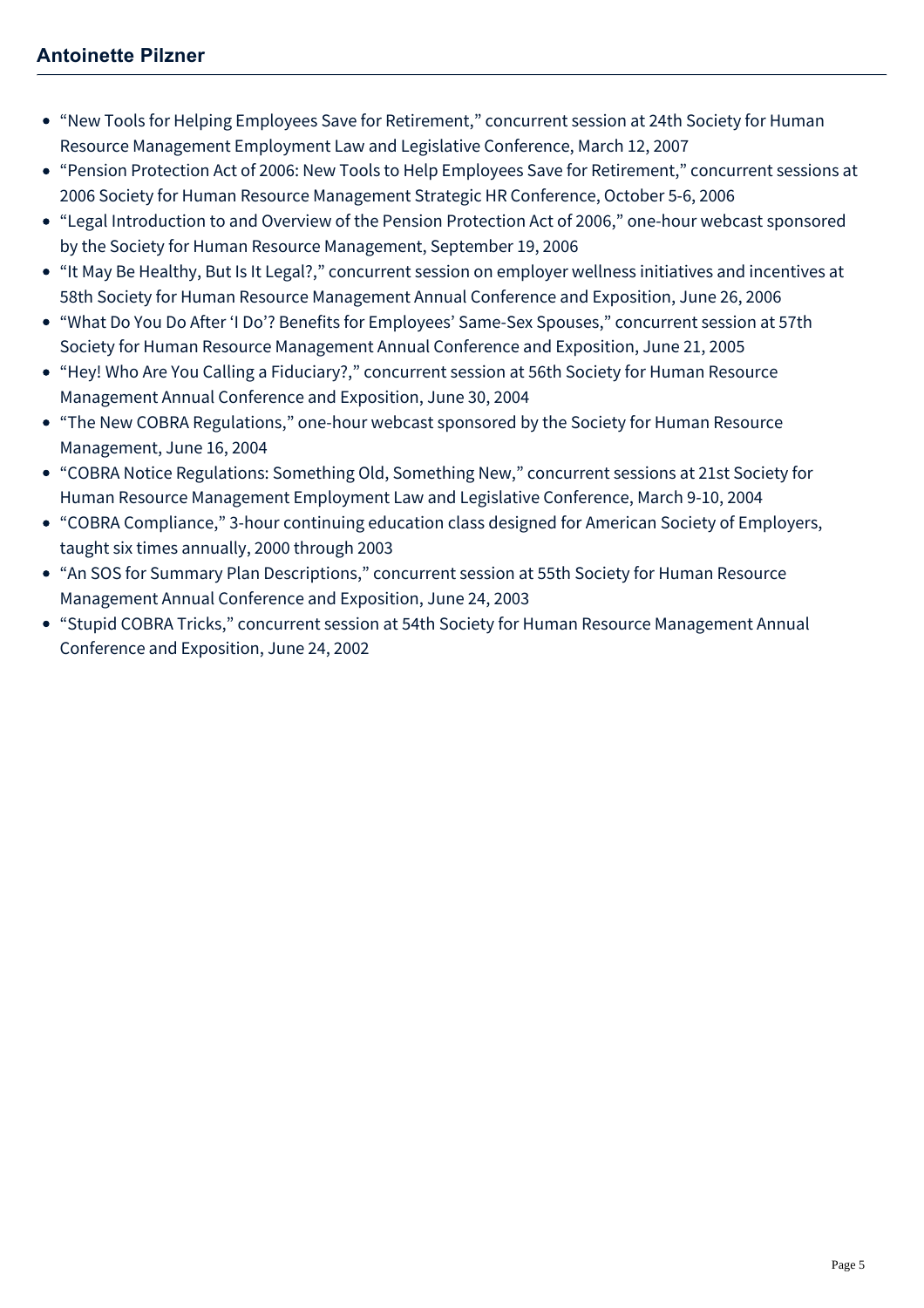- "New Tools for Helping Employees Save for Retirement," concurrent session at 24th Society for Human Resource Management Employment Law and Legislative Conference, March 12, 2007
- "Pension Protection Act of 2006: New Tools to Help Employees Save for Retirement," concurrent sessions at 2006 Society for Human Resource Management Strategic HR Conference, October 5-6, 2006
- "Legal Introduction to and Overview of the Pension Protection Act of 2006," one-hour webcast sponsored by the Society for Human Resource Management, September 19, 2006
- "It May Be Healthy, But Is It Legal?," concurrent session on employer wellness initiatives and incentives at 58th Society for Human Resource Management Annual Conference and Exposition, June 26, 2006
- "What Do You Do After 'I Do'? Benefits for Employees' Same-Sex Spouses," concurrent session at 57th Society for Human Resource Management Annual Conference and Exposition, June 21, 2005
- "Hey! Who Are You Calling a Fiduciary?," concurrent session at 56th Society for Human Resource Management Annual Conference and Exposition, June 30, 2004
- "The New COBRA Regulations," one-hour webcast sponsored by the Society for Human Resource Management, June 16, 2004
- "COBRA Notice Regulations: Something Old, Something New," concurrent sessions at 21st Society for Human Resource Management Employment Law and Legislative Conference, March 9-10, 2004
- "COBRA Compliance," 3-hour continuing education class designed for American Society of Employers, taught six times annually, 2000 through 2003
- "An SOS for Summary Plan Descriptions," concurrent session at 55th Society for Human Resource Management Annual Conference and Exposition, June 24, 2003
- "Stupid COBRA Tricks," concurrent session at 54th Society for Human Resource Management Annual Conference and Exposition, June 24, 2002